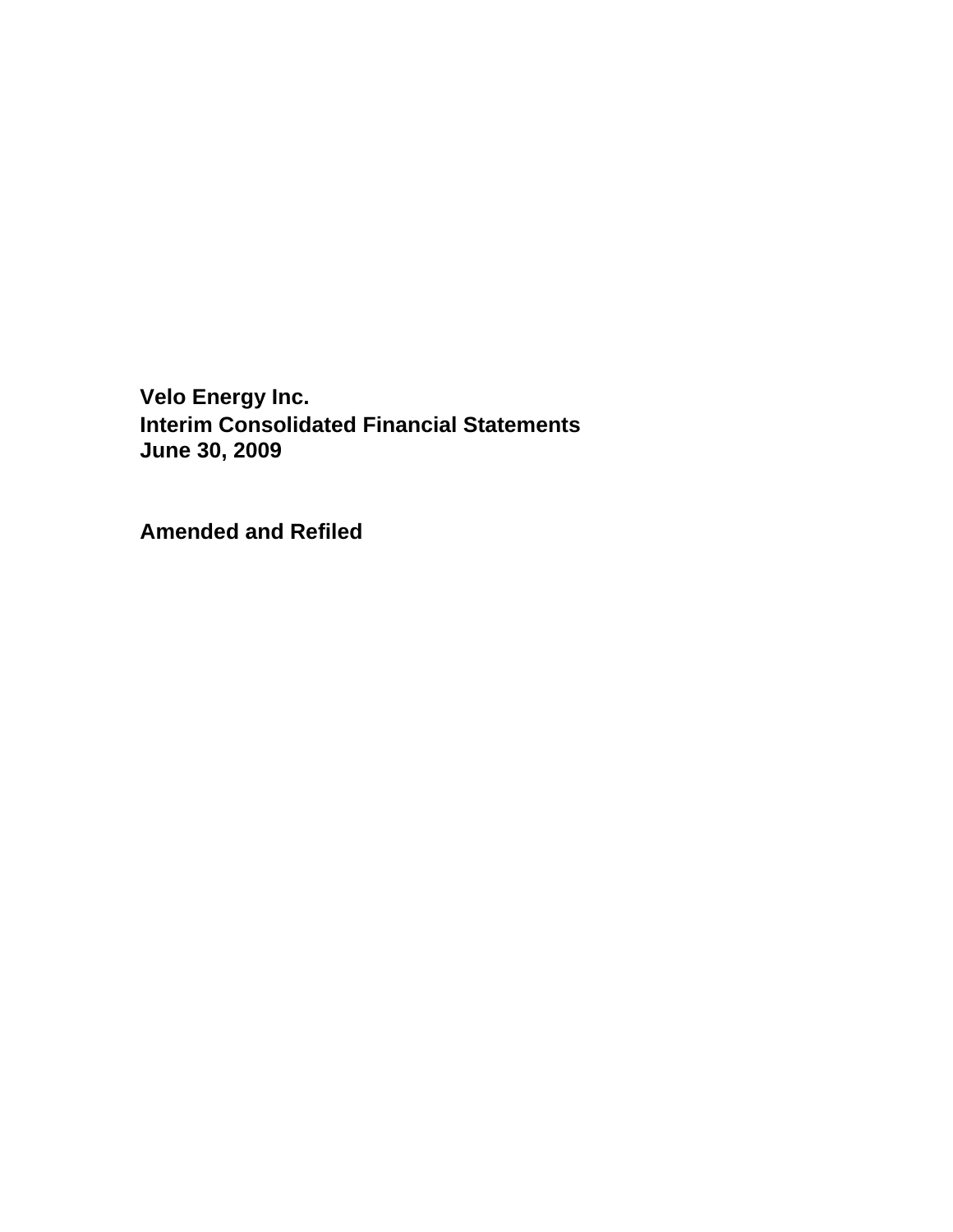# Velo Energy Inc.
# Interim Consolidated Financial Statements
# June 30, 2009

## Amended and Refiled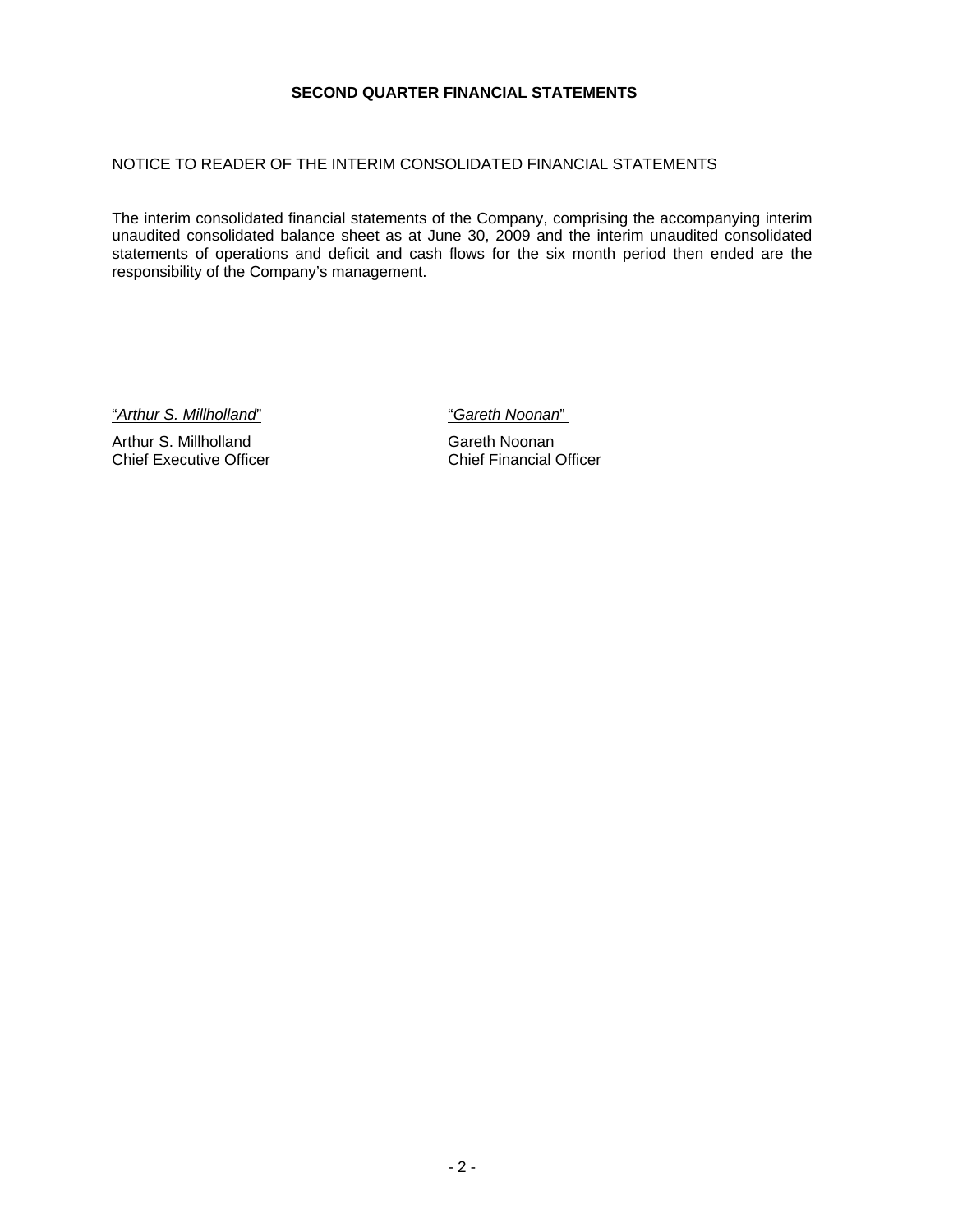# SECOND QUARTER FINANCIAL STATEMENTS

NOTICE TO READER OF THE INTERIM CONSOLIDATED FINANCIAL STATEMENTS

The interim consolidated financial statements of the Company, comprising the accompanying interim unaudited consolidated balance sheet as at June 30, 2009 and the interim unaudited consolidated statements of operations and deficit and cash flows for the six month period then ended are the responsibility of the Company's management.

| "*Arthur S. Millholland*" | "*Gareth Noonan*" |
|---|---|
| Arthur S. Millholland | Gareth Noonan |
| Chief Executive Officer | Chief Financial Officer |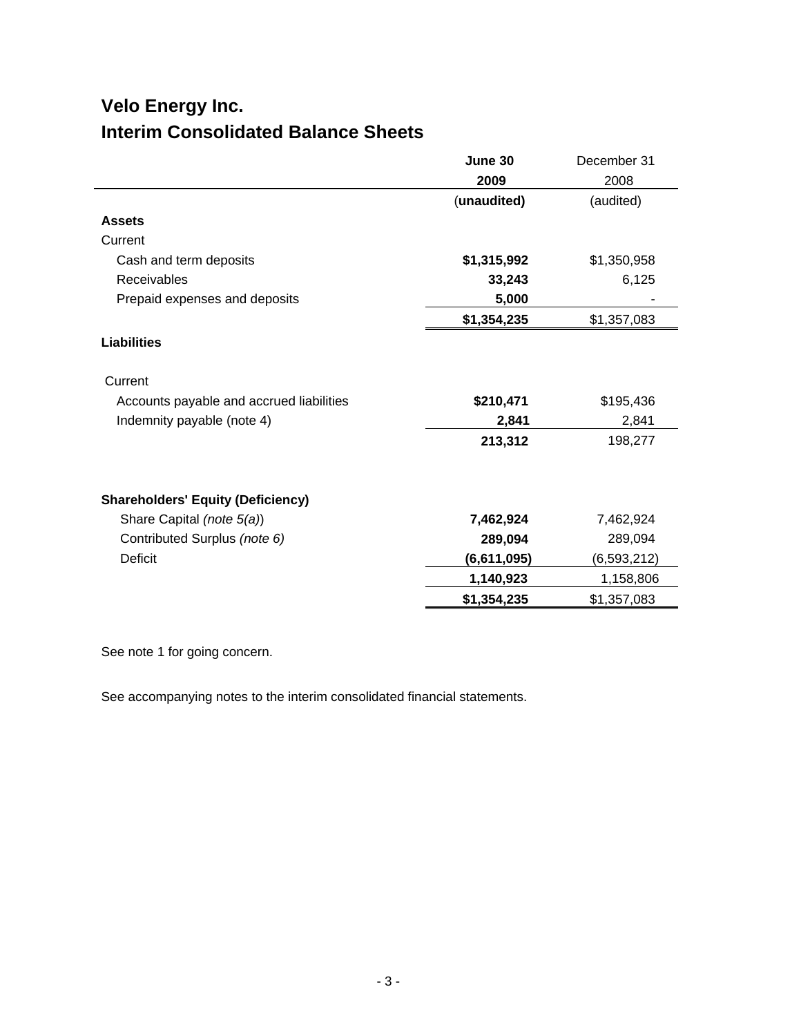# Velo Energy Inc.
## Interim Consolidated Balance Sheets

| | **June 30 2009 (unaudited)** | December 31 2008 (audited) |
|---|---|---|
| **Assets** | | |
| Current | | |
| Cash and term deposits | **$1,315,992** | $1,350,958 |
| Receivables | **33,243** | 6,125 |
| Prepaid expenses and deposits | **5,000** | - |
| | **$1,354,235** | $1,357,083 |
| **Liabilities** | | |
| Current | | |
| Accounts payable and accrued liabilities | **$210,471** | $195,436 |
| Indemnity payable (note 4) | **2,841** | 2,841 |
| | **213,312** | 198,277 |
| **Shareholders' Equity (Deficiency)** | | |
| Share Capital *(note 5(a))* | **7,462,924** | 7,462,924 |
| Contributed Surplus *(note 6)* | **289,094** | 289,094 |
| Deficit | **(6,611,095)** | (6,593,212) |
| | **1,140,923** | 1,158,806 |
| | **$1,354,235** | $1,357,083 |

See note 1 for going concern.

See accompanying notes to the interim consolidated financial statements.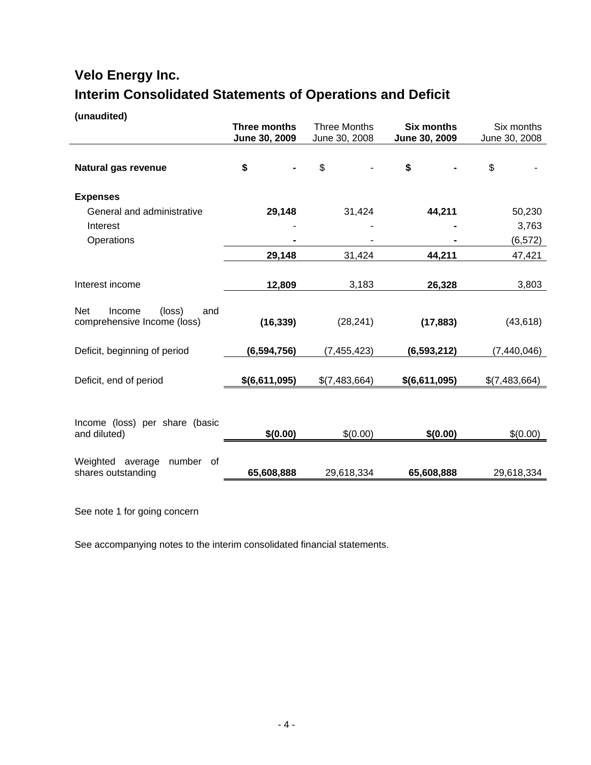# Velo Energy Inc.

# Interim Consolidated Statements of Operations and Deficit

**(unaudited)**

| | **Three months June 30, 2009** | Three Months June 30, 2008 | **Six months June 30, 2009** | Six months June 30, 2008 |
|---|---|---|---|---|
| **Natural gas revenue** | **$ -** | $ - | **$ -** | $ - |
| **Expenses** | | | | |
| General and administrative | **29,148** | 31,424 | **44,211** | 50,230 |
| Interest | - | - | **-** | 3,763 |
| Operations | **-** | - | **-** | (6,572) |
| | **29,148** | 31,424 | **44,211** | 47,421 |
| Interest income | **12,809** | 3,183 | **26,328** | 3,803 |
| Net Income (loss) and comprehensive Income (loss) | **(16,339)** | (28,241) | **(17,883)** | (43,618) |
| Deficit, beginning of period | **(6,594,756)** | (7,455,423) | **(6,593,212)** | (7,440,046) |
| Deficit, end of period | **$(6,611,095)** | $(7,483,664) | **$(6,611,095)** | $(7,483,664) |
| Income (loss) per share (basic and diluted) | **$(0.00)** | $(0.00) | **$(0.00)** | $(0.00) |
| Weighted average number of shares outstanding | **65,608,888** | 29,618,334 | **65,608,888** | 29,618,334 |

See note 1 for going concern

See accompanying notes to the interim consolidated financial statements.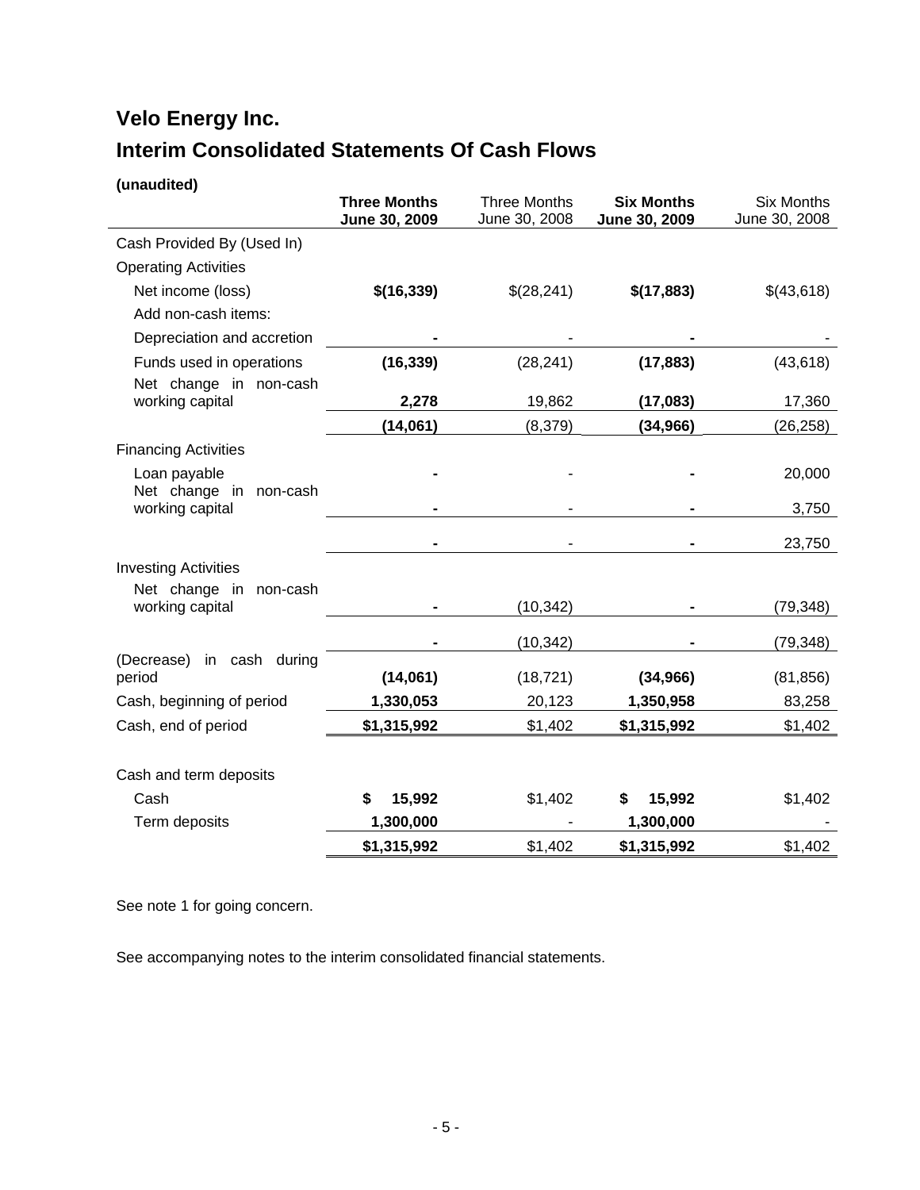# Velo Energy Inc.

## Interim Consolidated Statements Of Cash Flows

**(unaudited)**

| | **Three Months June 30, 2009** | Three Months June 30, 2008 | **Six Months June 30, 2009** | Six Months June 30, 2008 |
|---|---|---|---|---|
| Cash Provided By (Used In) | | | | |
| Operating Activities | | | | |
| Net income (loss) | **$(16,339)** | $(28,241) | **$(17,883)** | $(43,618) |
| Add non-cash items: | | | | |
| Depreciation and accretion | **-** | - | **-** | - |
| Funds used in operations | **(16,339)** | (28,241) | **(17,883)** | (43,618) |
| Net change in non-cash working capital | **2,278** | 19,862 | **(17,083)** | 17,360 |
| | **(14,061)** | (8,379) | **(34,966)** | (26,258) |
| Financing Activities | | | | |
| Loan payable | **-** | - | **-** | 20,000 |
| Net change in non-cash working capital | **-** | - | **-** | 3,750 |
| | **-** | - | **-** | 23,750 |
| Investing Activities | | | | |
| Net change in non-cash working capital | **-** | (10,342) | **-** | (79,348) |
| | **-** | (10,342) | **-** | (79,348) |
| (Decrease) in cash during period | **(14,061)** | (18,721) | **(34,966)** | (81,856) |
| Cash, beginning of period | **1,330,053** | 20,123 | **1,350,958** | 83,258 |
| Cash, end of period | **$1,315,992** | $1,402 | **$1,315,992** | $1,402 |
| | | | | |
| Cash and term deposits | | | | |
| Cash | **$ 15,992** | $1,402 | **$ 15,992** | $1,402 |
| Term deposits | **1,300,000** | - | **1,300,000** | - |
| | **$1,315,992** | $1,402 | **$1,315,992** | $1,402 |

See note 1 for going concern.

See accompanying notes to the interim consolidated financial statements.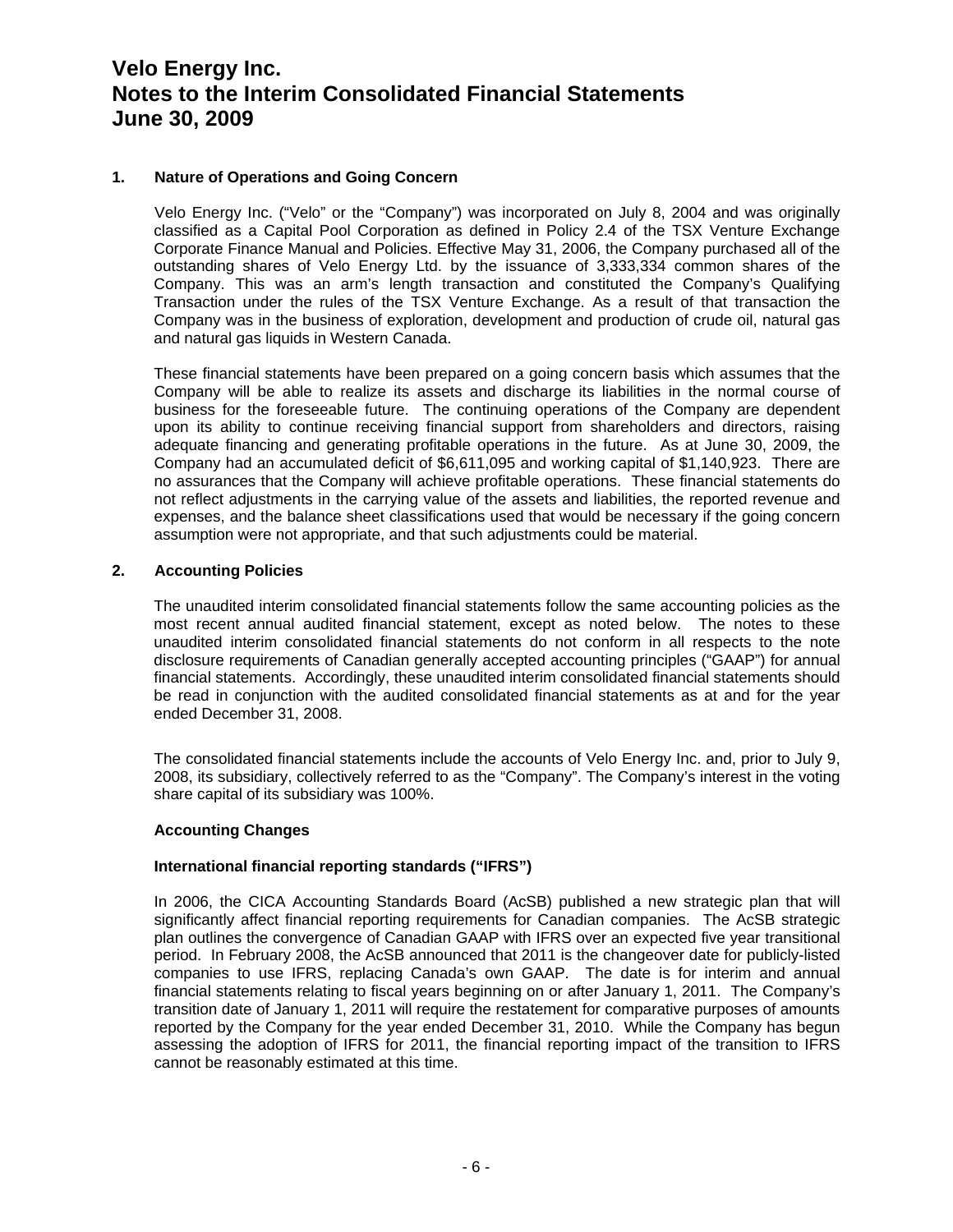# Velo Energy Inc.
# Notes to the Interim Consolidated Financial Statements
# June 30, 2009

## 1. Nature of Operations and Going Concern

Velo Energy Inc. ("Velo" or the "Company") was incorporated on July 8, 2004 and was originally classified as a Capital Pool Corporation as defined in Policy 2.4 of the TSX Venture Exchange Corporate Finance Manual and Policies. Effective May 31, 2006, the Company purchased all of the outstanding shares of Velo Energy Ltd. by the issuance of 3,333,334 common shares of the Company. This was an arm's length transaction and constituted the Company's Qualifying Transaction under the rules of the TSX Venture Exchange. As a result of that transaction the Company was in the business of exploration, development and production of crude oil, natural gas and natural gas liquids in Western Canada.

These financial statements have been prepared on a going concern basis which assumes that the Company will be able to realize its assets and discharge its liabilities in the normal course of business for the foreseeable future. The continuing operations of the Company are dependent upon its ability to continue receiving financial support from shareholders and directors, raising adequate financing and generating profitable operations in the future. As at June 30, 2009, the Company had an accumulated deficit of $6,611,095 and working capital of $1,140,923. There are no assurances that the Company will achieve profitable operations. These financial statements do not reflect adjustments in the carrying value of the assets and liabilities, the reported revenue and expenses, and the balance sheet classifications used that would be necessary if the going concern assumption were not appropriate, and that such adjustments could be material.

## 2. Accounting Policies

The unaudited interim consolidated financial statements follow the same accounting policies as the most recent annual audited financial statement, except as noted below. The notes to these unaudited interim consolidated financial statements do not conform in all respects to the note disclosure requirements of Canadian generally accepted accounting principles ("GAAP") for annual financial statements. Accordingly, these unaudited interim consolidated financial statements should be read in conjunction with the audited consolidated financial statements as at and for the year ended December 31, 2008.

The consolidated financial statements include the accounts of Velo Energy Inc. and, prior to July 9, 2008, its subsidiary, collectively referred to as the "Company". The Company's interest in the voting share capital of its subsidiary was 100%.

### Accounting Changes

### International financial reporting standards ("IFRS")

In 2006, the CICA Accounting Standards Board (AcSB) published a new strategic plan that will significantly affect financial reporting requirements for Canadian companies. The AcSB strategic plan outlines the convergence of Canadian GAAP with IFRS over an expected five year transitional period. In February 2008, the AcSB announced that 2011 is the changeover date for publicly-listed companies to use IFRS, replacing Canada's own GAAP. The date is for interim and annual financial statements relating to fiscal years beginning on or after January 1, 2011. The Company's transition date of January 1, 2011 will require the restatement for comparative purposes of amounts reported by the Company for the year ended December 31, 2010. While the Company has begun assessing the adoption of IFRS for 2011, the financial reporting impact of the transition to IFRS cannot be reasonably estimated at this time.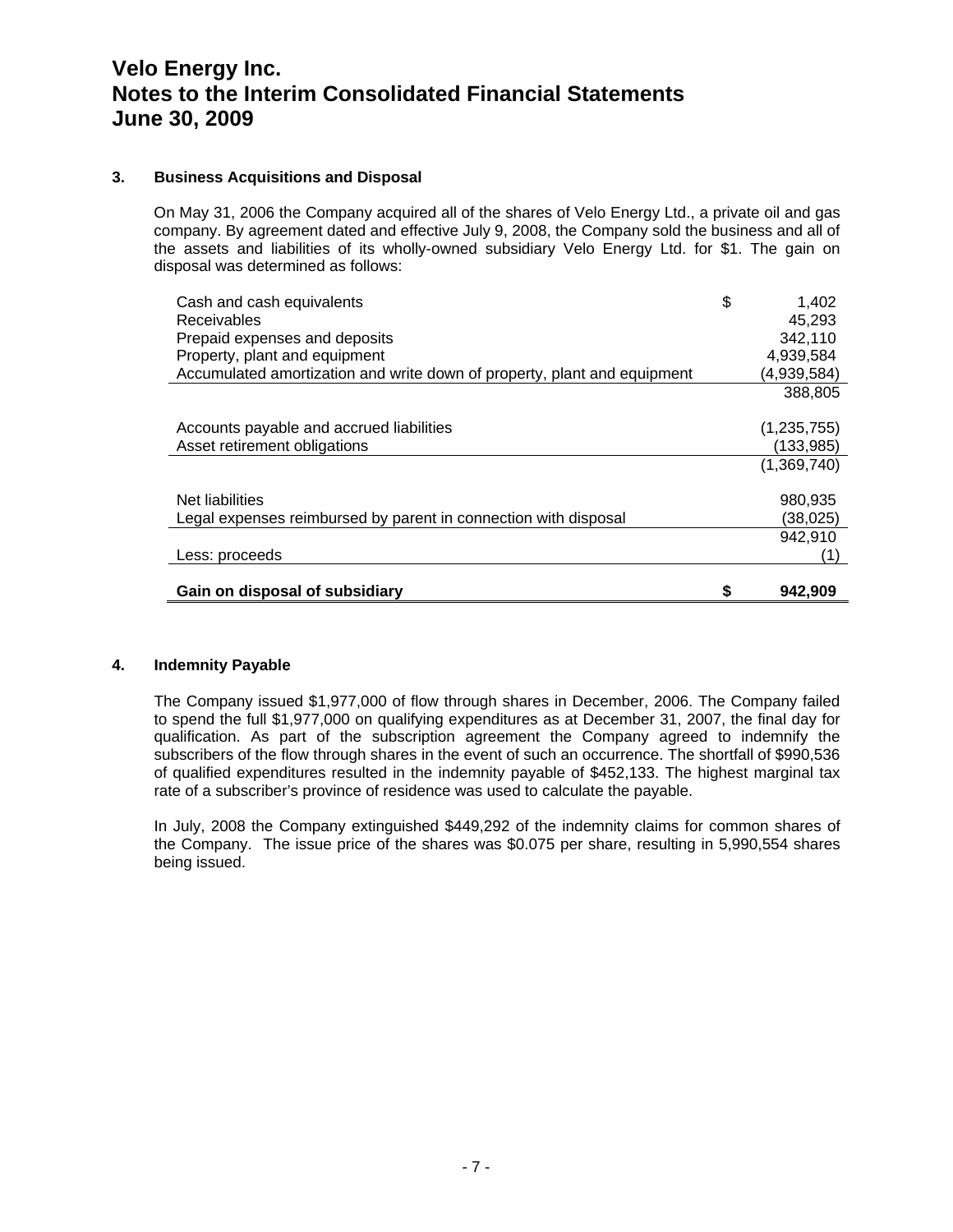# Velo Energy Inc.
# Notes to the Interim Consolidated Financial Statements
# June 30, 2009

### 3. Business Acquisitions and Disposal

On May 31, 2006 the Company acquired all of the shares of Velo Energy Ltd., a private oil and gas company. By agreement dated and effective July 9, 2008, the Company sold the business and all of the assets and liabilities of its wholly-owned subsidiary Velo Energy Ltd. for $1. The gain on disposal was determined as follows:

| | |
|---|---|
| Cash and cash equivalents | $ 1,402 |
| Receivables | 45,293 |
| Prepaid expenses and deposits | 342,110 |
| Property, plant and equipment | 4,939,584 |
| Accumulated amortization and write down of property, plant and equipment | (4,939,584) |
| | 388,805 |
| Accounts payable and accrued liabilities | (1,235,755) |
| Asset retirement obligations | (133,985) |
| | (1,369,740) |
| Net liabilities | 980,935 |
| Legal expenses reimbursed by parent in connection with disposal | (38,025) |
| | 942,910 |
| Less: proceeds | (1) |
| **Gain on disposal of subsidiary** | **$ 942,909** |

### 4. Indemnity Payable

The Company issued $1,977,000 of flow through shares in December, 2006. The Company failed to spend the full $1,977,000 on qualifying expenditures as at December 31, 2007, the final day for qualification. As part of the subscription agreement the Company agreed to indemnify the subscribers of the flow through shares in the event of such an occurrence. The shortfall of $990,536 of qualified expenditures resulted in the indemnity payable of $452,133. The highest marginal tax rate of a subscriber's province of residence was used to calculate the payable.

In July, 2008 the Company extinguished $449,292 of the indemnity claims for common shares of the Company. The issue price of the shares was $0.075 per share, resulting in 5,990,554 shares being issued.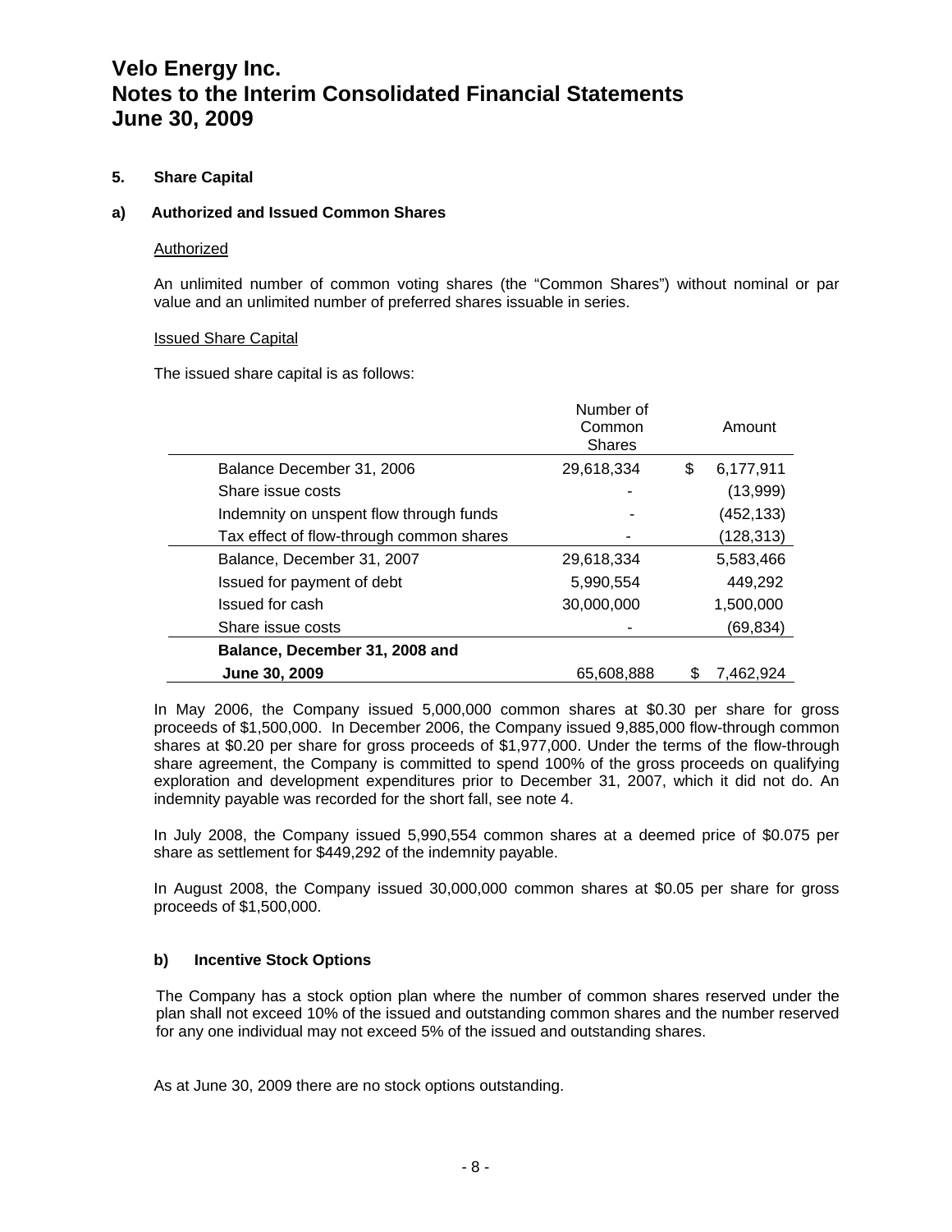# Velo Energy Inc.
# Notes to the Interim Consolidated Financial Statements
# June 30, 2009

## 5. Share Capital

### a) Authorized and Issued Common Shares

Authorized

An unlimited number of common voting shares (the "Common Shares") without nominal or par value and an unlimited number of preferred shares issuable in series.

Issued Share Capital

The issued share capital is as follows:

| | Number of Common Shares | Amount |
|---|---|---|
| Balance December 31, 2006 | 29,618,334 | $ 6,177,911 |
| Share issue costs | - | (13,999) |
| Indemnity on unspent flow through funds | - | (452,133) |
| Tax effect of flow-through common shares | - | (128,313) |
| Balance, December 31, 2007 | 29,618,334 | 5,583,466 |
| Issued for payment of debt | 5,990,554 | 449,292 |
| Issued for cash | 30,000,000 | 1,500,000 |
| Share issue costs | - | (69,834) |
| **Balance, December 31, 2008 and June 30, 2009** | 65,608,888 | $ 7,462,924 |

In May 2006, the Company issued 5,000,000 common shares at $0.30 per share for gross proceeds of $1,500,000. In December 2006, the Company issued 9,885,000 flow-through common shares at $0.20 per share for gross proceeds of $1,977,000. Under the terms of the flow-through share agreement, the Company is committed to spend 100% of the gross proceeds on qualifying exploration and development expenditures prior to December 31, 2007, which it did not do. An indemnity payable was recorded for the short fall, see note 4.

In July 2008, the Company issued 5,990,554 common shares at a deemed price of $0.075 per share as settlement for $449,292 of the indemnity payable.

In August 2008, the Company issued 30,000,000 common shares at $0.05 per share for gross proceeds of $1,500,000.

### b) Incentive Stock Options

The Company has a stock option plan where the number of common shares reserved under the plan shall not exceed 10% of the issued and outstanding common shares and the number reserved for any one individual may not exceed 5% of the issued and outstanding shares.

As at June 30, 2009 there are no stock options outstanding.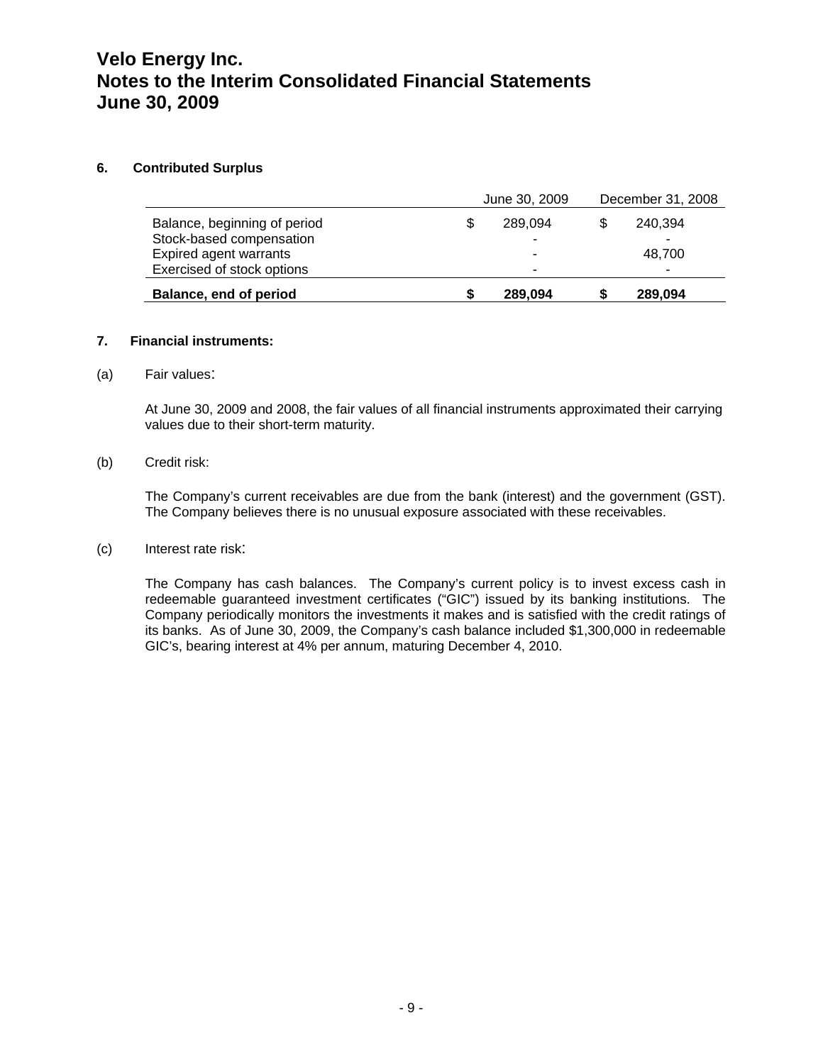# Velo Energy Inc.
# Notes to the Interim Consolidated Financial Statements
# June 30, 2009

### 6. Contributed Surplus

| | June 30, 2009 | December 31, 2008 |
|---|---|---|
| Balance, beginning of period | $ 289,094 | $ 240,394 |
| Stock-based compensation | - | - |
| Expired agent warrants | - | 48,700 |
| Exercised of stock options | - | - |
| **Balance, end of period** | **$ 289,094** | **$ 289,094** |

### 7. Financial instruments:

(a) Fair values:

At June 30, 2009 and 2008, the fair values of all financial instruments approximated their carrying values due to their short-term maturity.

(b) Credit risk:

The Company's current receivables are due from the bank (interest) and the government (GST). The Company believes there is no unusual exposure associated with these receivables.

(c) Interest rate risk:

The Company has cash balances. The Company's current policy is to invest excess cash in redeemable guaranteed investment certificates ("GIC") issued by its banking institutions. The Company periodically monitors the investments it makes and is satisfied with the credit ratings of its banks. As of June 30, 2009, the Company's cash balance included $1,300,000 in redeemable GIC's, bearing interest at 4% per annum, maturing December 4, 2010.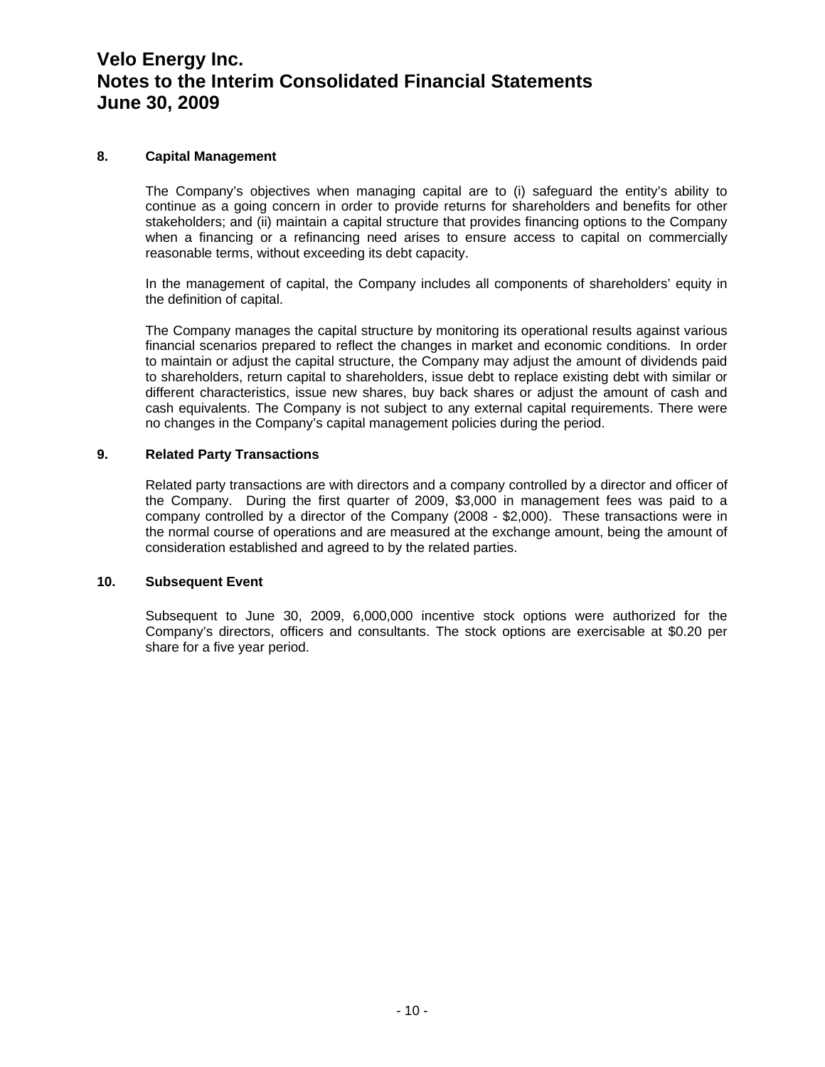# Velo Energy Inc.
# Notes to the Interim Consolidated Financial Statements
# June 30, 2009

## 8. Capital Management

The Company's objectives when managing capital are to (i) safeguard the entity's ability to continue as a going concern in order to provide returns for shareholders and benefits for other stakeholders; and (ii) maintain a capital structure that provides financing options to the Company when a financing or a refinancing need arises to ensure access to capital on commercially reasonable terms, without exceeding its debt capacity.

In the management of capital, the Company includes all components of shareholders' equity in the definition of capital.

The Company manages the capital structure by monitoring its operational results against various financial scenarios prepared to reflect the changes in market and economic conditions. In order to maintain or adjust the capital structure, the Company may adjust the amount of dividends paid to shareholders, return capital to shareholders, issue debt to replace existing debt with similar or different characteristics, issue new shares, buy back shares or adjust the amount of cash and cash equivalents. The Company is not subject to any external capital requirements. There were no changes in the Company's capital management policies during the period.

## 9. Related Party Transactions

Related party transactions are with directors and a company controlled by a director and officer of the Company. During the first quarter of 2009, $3,000 in management fees was paid to a company controlled by a director of the Company (2008 - $2,000). These transactions were in the normal course of operations and are measured at the exchange amount, being the amount of consideration established and agreed to by the related parties.

## 10. Subsequent Event

Subsequent to June 30, 2009, 6,000,000 incentive stock options were authorized for the Company's directors, officers and consultants. The stock options are exercisable at $0.20 per share for a five year period.